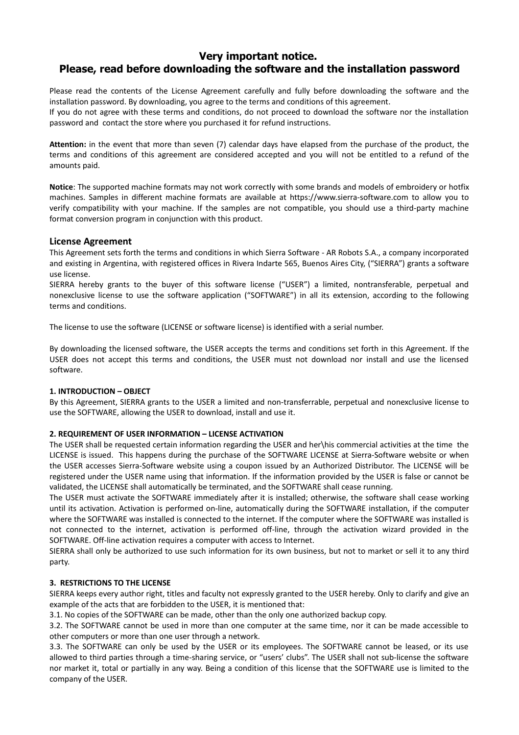# Very important notice.
# Please, read before downloading the software and the installation password

Please read the contents of the License Agreement carefully and fully before downloading the software and the installation password. By downloading, you agree to the terms and conditions of this agreement.
If you do not agree with these terms and conditions, do not proceed to download the software nor the installation password and contact the store where you purchased it for refund instructions.

**Attention:** in the event that more than seven (7) calendar days have elapsed from the purchase of the product, the terms and conditions of this agreement are considered accepted and you will not be entitled to a refund of the amounts paid.

**Notice**: The supported machine formats may not work correctly with some brands and models of embroidery or hotfix machines. Samples in different machine formats are available at https://www.sierra-software.com to allow you to verify compatibility with your machine. If the samples are not compatible, you should use a third-party machine format conversion program in conjunction with this product.

## License Agreement

This Agreement sets forth the terms and conditions in which Sierra Software - AR Robots S.A., a company incorporated and existing in Argentina, with registered offices in Rivera Indarte 565, Buenos Aires City, ("SIERRA") grants a software use license.
SIERRA hereby grants to the buyer of this software license ("USER") a limited, nontransferable, perpetual and nonexclusive license to use the software application ("SOFTWARE") in all its extension, according to the following terms and conditions.

The license to use the software (LICENSE or software license) is identified with a serial number.

By downloading the licensed software, the USER accepts the terms and conditions set forth in this Agreement. If the USER does not accept this terms and conditions, the USER must not download nor install and use the licensed software.

#### 1. INTRODUCTION – OBJECT

By this Agreement, SIERRA grants to the USER a limited and non-transferrable, perpetual and nonexclusive license to use the SOFTWARE, allowing the USER to download, install and use it.

#### 2. REQUIREMENT OF USER INFORMATION – LICENSE ACTIVATION

The USER shall be requested certain information regarding the USER and her\his commercial activities at the time the LICENSE is issued. This happens during the purchase of the SOFTWARE LICENSE at Sierra-Software website or when the USER accesses Sierra-Software website using a coupon issued by an Authorized Distributor. The LICENSE will be registered under the USER name using that information. If the information provided by the USER is false or cannot be validated, the LICENSE shall automatically be terminated, and the SOFTWARE shall cease running.
The USER must activate the SOFTWARE immediately after it is installed; otherwise, the software shall cease working until its activation. Activation is performed on-line, automatically during the SOFTWARE installation, if the computer where the SOFTWARE was installed is connected to the internet. If the computer where the SOFTWARE was installed is not connected to the internet, activation is performed off-line, through the activation wizard provided in the SOFTWARE. Off-line activation requires a computer with access to Internet.
SIERRA shall only be authorized to use such information for its own business, but not to market or sell it to any third party.

#### 3. RESTRICTIONS TO THE LICENSE

SIERRA keeps every author right, titles and faculty not expressly granted to the USER hereby. Only to clarify and give an example of the acts that are forbidden to the USER, it is mentioned that:
3.1. No copies of the SOFTWARE can be made, other than the only one authorized backup copy.
3.2. The SOFTWARE cannot be used in more than one computer at the same time, nor it can be made accessible to other computers or more than one user through a network.
3.3. The SOFTWARE can only be used by the USER or its employees. The SOFTWARE cannot be leased, or its use allowed to third parties through a time-sharing service, or "users' clubs". The USER shall not sub-license the software nor market it, total or partially in any way. Being a condition of this license that the SOFTWARE use is limited to the company of the USER.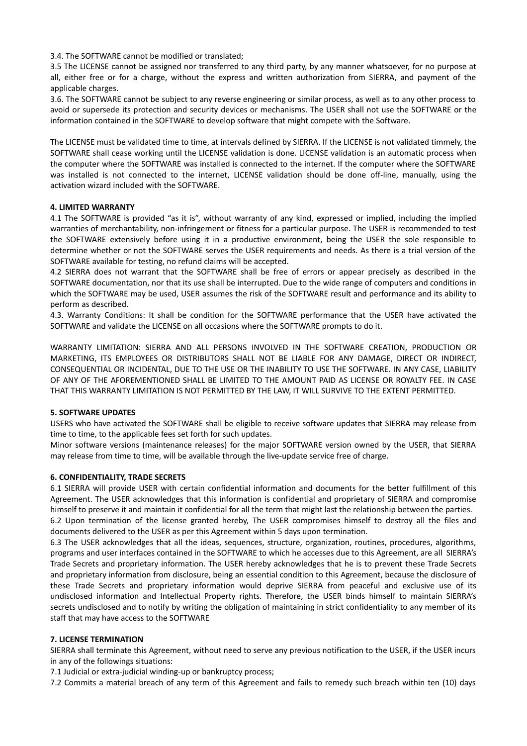3.4. The SOFTWARE cannot be modified or translated;

3.5 The LICENSE cannot be assigned nor transferred to any third party, by any manner whatsoever, for no purpose at all, either free or for a charge, without the express and written authorization from SIERRA, and payment of the applicable charges.

3.6. The SOFTWARE cannot be subject to any reverse engineering or similar process, as well as to any other process to avoid or supersede its protection and security devices or mechanisms. The USER shall not use the SOFTWARE or the information contained in the SOFTWARE to develop software that might compete with the Software.

The LICENSE must be validated time to time, at intervals defined by SIERRA. If the LICENSE is not validated timmely, the SOFTWARE shall cease working until the LICENSE validation is done. LICENSE validation is an automatic process when the computer where the SOFTWARE was installed is connected to the internet. If the computer where the SOFTWARE was installed is not connected to the internet, LICENSE validation should be done off-line, manually, using the activation wizard included with the SOFTWARE.

**4. LIMITED WARRANTY**

4.1 The SOFTWARE is provided "as it is", without warranty of any kind, expressed or implied, including the implied warranties of merchantability, non-infringement or fitness for a particular purpose. The USER is recommended to test the SOFTWARE extensively before using it in a productive environment, being the USER the sole responsible to determine whether or not the SOFTWARE serves the USER requirements and needs. As there is a trial version of the SOFTWARE available for testing, no refund claims will be accepted.

4.2 SIERRA does not warrant that the SOFTWARE shall be free of errors or appear precisely as described in the SOFTWARE documentation, nor that its use shall be interrupted. Due to the wide range of computers and conditions in which the SOFTWARE may be used, USER assumes the risk of the SOFTWARE result and performance and its ability to perform as described.

4.3. Warranty Conditions: It shall be condition for the SOFTWARE performance that the USER have activated the SOFTWARE and validate the LICENSE on all occasions where the SOFTWARE prompts to do it.

WARRANTY LIMITATION: SIERRA AND ALL PERSONS INVOLVED IN THE SOFTWARE CREATION, PRODUCTION OR MARKETING, ITS EMPLOYEES OR DISTRIBUTORS SHALL NOT BE LIABLE FOR ANY DAMAGE, DIRECT OR INDIRECT, CONSEQUENTIAL OR INCIDENTAL, DUE TO THE USE OR THE INABILITY TO USE THE SOFTWARE. IN ANY CASE, LIABILITY OF ANY OF THE AFOREMENTIONED SHALL BE LIMITED TO THE AMOUNT PAID AS LICENSE OR ROYALTY FEE. IN CASE THAT THIS WARRANTY LIMITATION IS NOT PERMITTED BY THE LAW, IT WILL SURVIVE TO THE EXTENT PERMITTED.

**5. SOFTWARE UPDATES**

USERS who have activated the SOFTWARE shall be eligible to receive software updates that SIERRA may release from time to time, to the applicable fees set forth for such updates.

Minor software versions (maintenance releases) for the major SOFTWARE version owned by the USER, that SIERRA may release from time to time, will be available through the live-update service free of charge.

**6. CONFIDENTIALITY, TRADE SECRETS**

6.1 SIERRA will provide USER with certain confidential information and documents for the better fulfillment of this Agreement. The USER acknowledges that this information is confidential and proprietary of SIERRA and compromise himself to preserve it and maintain it confidential for all the term that might last the relationship between the parties.

6.2 Upon termination of the license granted hereby, The USER compromises himself to destroy all the files and documents delivered to the USER as per this Agreement within 5 days upon termination.

6.3 The USER acknowledges that all the ideas, sequences, structure, organization, routines, procedures, algorithms, programs and user interfaces contained in the SOFTWARE to which he accesses due to this Agreement, are all SIERRA's Trade Secrets and proprietary information. The USER hereby acknowledges that he is to prevent these Trade Secrets and proprietary information from disclosure, being an essential condition to this Agreement, because the disclosure of these Trade Secrets and proprietary information would deprive SIERRA from peaceful and exclusive use of its undisclosed information and Intellectual Property rights. Therefore, the USER binds himself to maintain SIERRA's secrets undisclosed and to notify by writing the obligation of maintaining in strict confidentiality to any member of its staff that may have access to the SOFTWARE

**7. LICENSE TERMINATION**

SIERRA shall terminate this Agreement, without need to serve any previous notification to the USER, if the USER incurs in any of the followings situations:

7.1 Judicial or extra-judicial winding-up or bankruptcy process;

7.2 Commits a material breach of any term of this Agreement and fails to remedy such breach within ten (10) days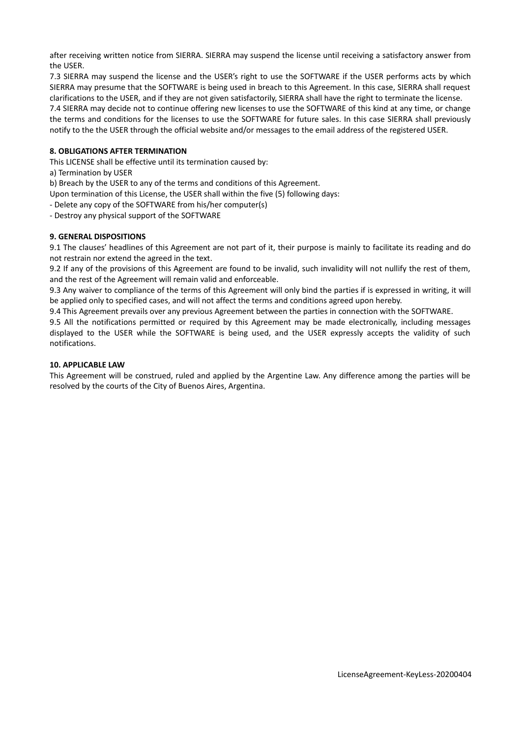after receiving written notice from SIERRA. SIERRA may suspend the license until receiving a satisfactory answer from the USER.

7.3 SIERRA may suspend the license and the USER's right to use the SOFTWARE if the USER performs acts by which SIERRA may presume that the SOFTWARE is being used in breach to this Agreement. In this case, SIERRA shall request clarifications to the USER, and if they are not given satisfactorily, SIERRA shall have the right to terminate the license.

7.4 SIERRA may decide not to continue offering new licenses to use the SOFTWARE of this kind at any time, or change the terms and conditions for the licenses to use the SOFTWARE for future sales. In this case SIERRA shall previously notify to the the USER through the official website and/or messages to the email address of the registered USER.

**8. OBLIGATIONS AFTER TERMINATION**

This LICENSE shall be effective until its termination caused by:

a) Termination by USER

b) Breach by the USER to any of the terms and conditions of this Agreement.

Upon termination of this License, the USER shall within the five (5) following days:

- Delete any copy of the SOFTWARE from his/her computer(s)
- Destroy any physical support of the SOFTWARE

**9. GENERAL DISPOSITIONS**

9.1 The clauses' headlines of this Agreement are not part of it, their purpose is mainly to facilitate its reading and do not restrain nor extend the agreed in the text.

9.2 If any of the provisions of this Agreement are found to be invalid, such invalidity will not nullify the rest of them, and the rest of the Agreement will remain valid and enforceable.

9.3 Any waiver to compliance of the terms of this Agreement will only bind the parties if is expressed in writing, it will be applied only to specified cases, and will not affect the terms and conditions agreed upon hereby.

9.4 This Agreement prevails over any previous Agreement between the parties in connection with the SOFTWARE.

9.5 All the notifications permitted or required by this Agreement may be made electronically, including messages displayed to the USER while the SOFTWARE is being used, and the USER expressly accepts the validity of such notifications.

**10. APPLICABLE LAW**

This Agreement will be construed, ruled and applied by the Argentine Law. Any difference among the parties will be resolved by the courts of the City of Buenos Aires, Argentina.